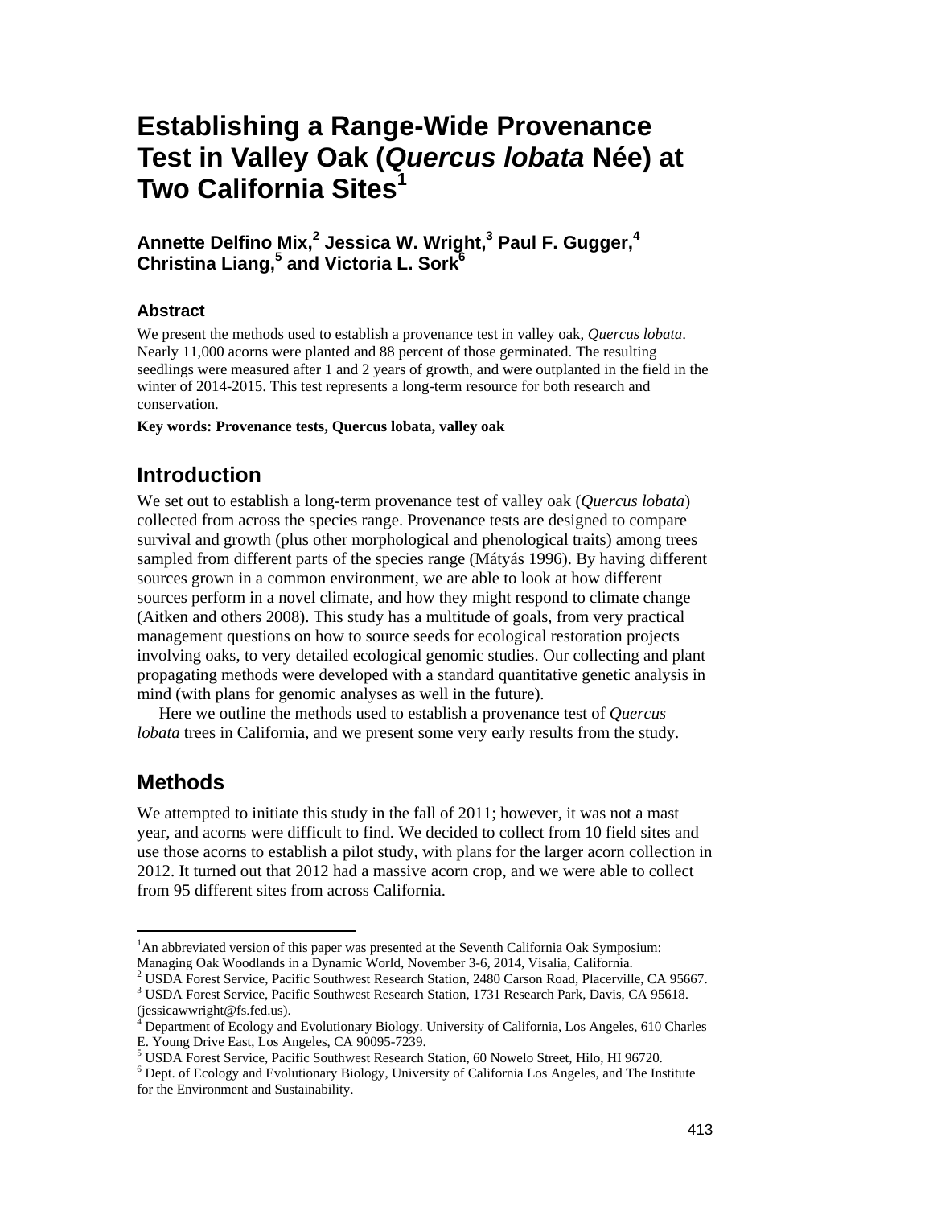# Establishing a Range-Wide Provenance Test in Valley Oak (*Quercus lobata* Née) at Two California Sites[1]

**Annette Delfino Mix,[2] Jessica W. Wright,[3] Paul F. Gugger,[4] Christina Liang,[5] and Victoria L. Sork[6]**

### Abstract

We present the methods used to establish a provenance test in valley oak, *Quercus lobata*. Nearly 11,000 acorns were planted and 88 percent of those germinated. The resulting seedlings were measured after 1 and 2 years of growth, and were outplanted in the field in the winter of 2014-2015. This test represents a long-term resource for both research and conservation.

**Key words: Provenance tests, Quercus lobata, valley oak**

## Introduction

We set out to establish a long-term provenance test of valley oak (*Quercus lobata*) collected from across the species range. Provenance tests are designed to compare survival and growth (plus other morphological and phenological traits) among trees sampled from different parts of the species range (Mátyás 1996). By having different sources grown in a common environment, we are able to look at how different sources perform in a novel climate, and how they might respond to climate change (Aitken and others 2008). This study has a multitude of goals, from very practical management questions on how to source seeds for ecological restoration projects involving oaks, to very detailed ecological genomic studies. Our collecting and plant propagating methods were developed with a standard quantitative genetic analysis in mind (with plans for genomic analyses as well in the future).

Here we outline the methods used to establish a provenance test of *Quercus lobata* trees in California, and we present some very early results from the study.

## Methods

We attempted to initiate this study in the fall of 2011; however, it was not a mast year, and acorns were difficult to find. We decided to collect from 10 field sites and use those acorns to establish a pilot study, with plans for the larger acorn collection in 2012. It turned out that 2012 had a massive acorn crop, and we were able to collect from 95 different sites from across California.

---

[1]An abbreviated version of this paper was presented at the Seventh California Oak Symposium: Managing Oak Woodlands in a Dynamic World, November 3-6, 2014, Visalia, California.

[2] USDA Forest Service, Pacific Southwest Research Station, 2480 Carson Road, Placerville, CA 95667.

[3] USDA Forest Service, Pacific Southwest Research Station, 1731 Research Park, Davis, CA 95618. (jessicawwright@fs.fed.us).

[4] Department of Ecology and Evolutionary Biology. University of California, Los Angeles, 610 Charles E. Young Drive East, Los Angeles, CA 90095-7239.

[5] USDA Forest Service, Pacific Southwest Research Station, 60 Nowelo Street, Hilo, HI 96720.

[6] Dept. of Ecology and Evolutionary Biology, University of California Los Angeles, and The Institute for the Environment and Sustainability.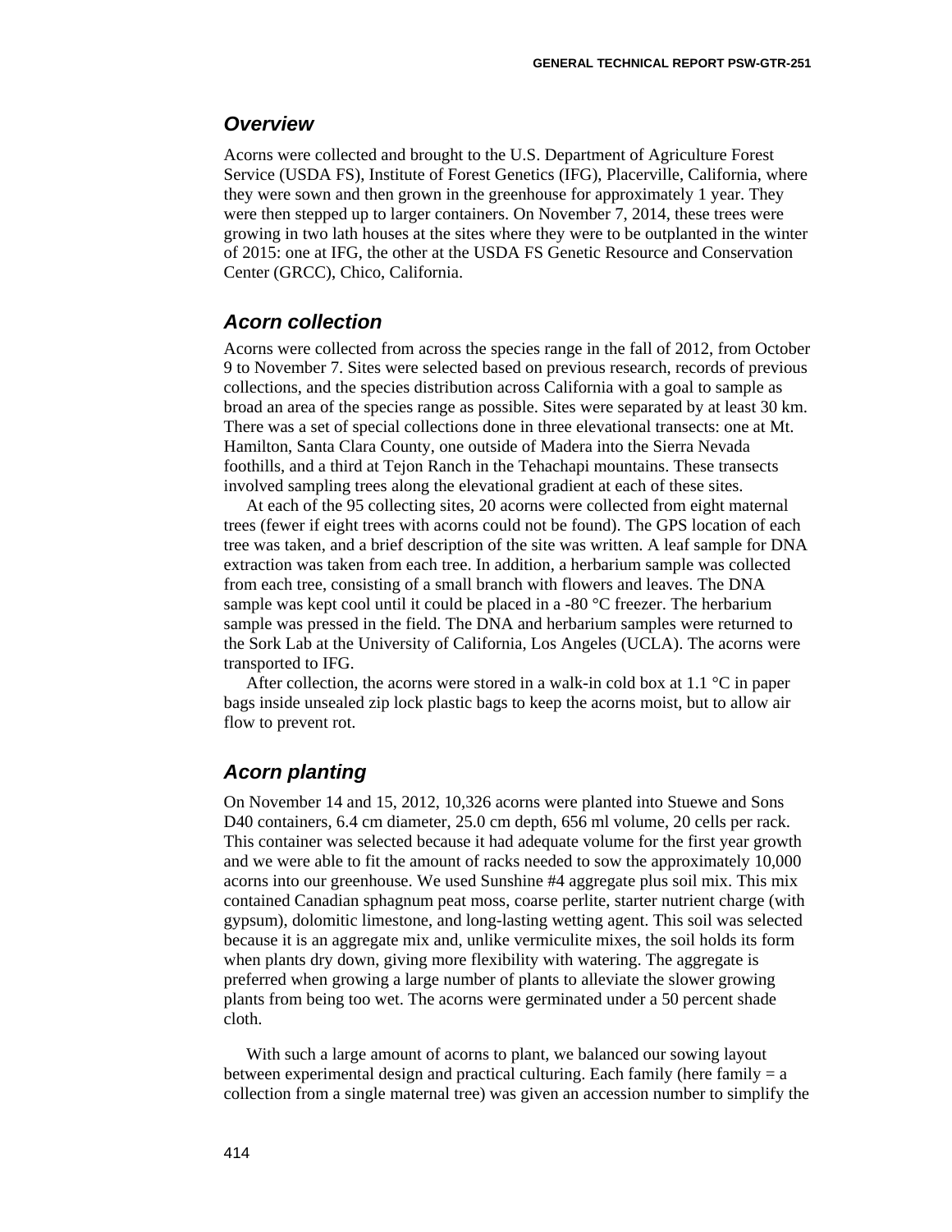## *Overview*

Acorns were collected and brought to the U.S. Department of Agriculture Forest Service (USDA FS), Institute of Forest Genetics (IFG), Placerville, California, where they were sown and then grown in the greenhouse for approximately 1 year. They were then stepped up to larger containers. On November 7, 2014, these trees were growing in two lath houses at the sites where they were to be outplanted in the winter of 2015: one at IFG, the other at the USDA FS Genetic Resource and Conservation Center (GRCC), Chico, California.

## *Acorn collection*

Acorns were collected from across the species range in the fall of 2012, from October 9 to November 7. Sites were selected based on previous research, records of previous collections, and the species distribution across California with a goal to sample as broad an area of the species range as possible. Sites were separated by at least 30 km. There was a set of special collections done in three elevational transects: one at Mt. Hamilton, Santa Clara County, one outside of Madera into the Sierra Nevada foothills, and a third at Tejon Ranch in the Tehachapi mountains. These transects involved sampling trees along the elevational gradient at each of these sites.

At each of the 95 collecting sites, 20 acorns were collected from eight maternal trees (fewer if eight trees with acorns could not be found). The GPS location of each tree was taken, and a brief description of the site was written. A leaf sample for DNA extraction was taken from each tree. In addition, a herbarium sample was collected from each tree, consisting of a small branch with flowers and leaves. The DNA sample was kept cool until it could be placed in a -80 °C freezer. The herbarium sample was pressed in the field. The DNA and herbarium samples were returned to the Sork Lab at the University of California, Los Angeles (UCLA). The acorns were transported to IFG.

After collection, the acorns were stored in a walk-in cold box at 1.1 °C in paper bags inside unsealed zip lock plastic bags to keep the acorns moist, but to allow air flow to prevent rot.

## *Acorn planting*

On November 14 and 15, 2012, 10,326 acorns were planted into Stuewe and Sons D40 containers, 6.4 cm diameter, 25.0 cm depth, 656 ml volume, 20 cells per rack. This container was selected because it had adequate volume for the first year growth and we were able to fit the amount of racks needed to sow the approximately 10,000 acorns into our greenhouse. We used Sunshine #4 aggregate plus soil mix. This mix contained Canadian sphagnum peat moss, coarse perlite, starter nutrient charge (with gypsum), dolomitic limestone, and long-lasting wetting agent. This soil was selected because it is an aggregate mix and, unlike vermiculite mixes, the soil holds its form when plants dry down, giving more flexibility with watering. The aggregate is preferred when growing a large number of plants to alleviate the slower growing plants from being too wet. The acorns were germinated under a 50 percent shade cloth.

With such a large amount of acorns to plant, we balanced our sowing layout between experimental design and practical culturing. Each family (here family = a collection from a single maternal tree) was given an accession number to simplify the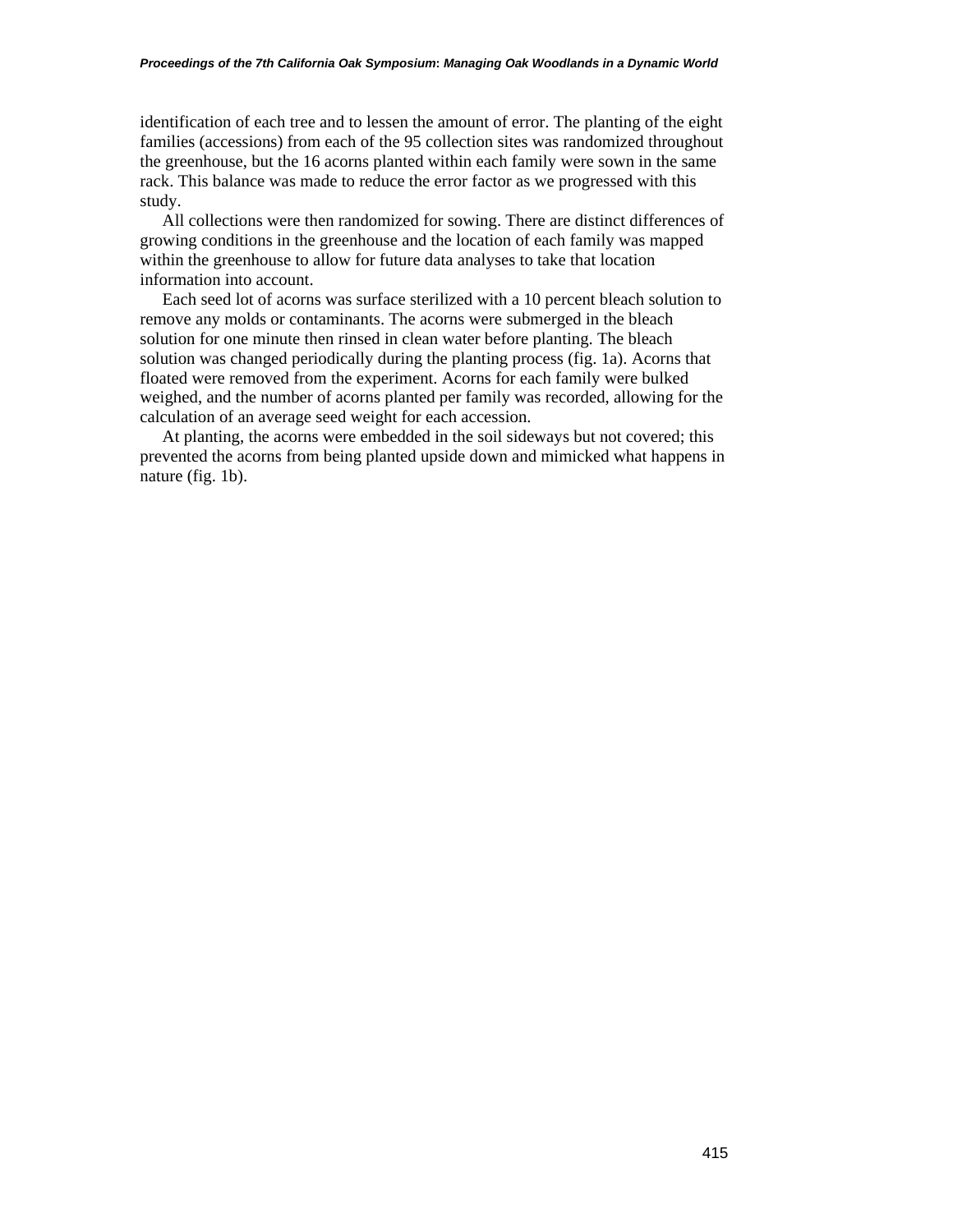identification of each tree and to lessen the amount of error. The planting of the eight families (accessions) from each of the 95 collection sites was randomized throughout the greenhouse, but the 16 acorns planted within each family were sown in the same rack. This balance was made to reduce the error factor as we progressed with this study.

All collections were then randomized for sowing. There are distinct differences of growing conditions in the greenhouse and the location of each family was mapped within the greenhouse to allow for future data analyses to take that location information into account.

Each seed lot of acorns was surface sterilized with a 10 percent bleach solution to remove any molds or contaminants. The acorns were submerged in the bleach solution for one minute then rinsed in clean water before planting. The bleach solution was changed periodically during the planting process (fig. 1a). Acorns that floated were removed from the experiment. Acorns for each family were bulked weighed, and the number of acorns planted per family was recorded, allowing for the calculation of an average seed weight for each accession.

At planting, the acorns were embedded in the soil sideways but not covered; this prevented the acorns from being planted upside down and mimicked what happens in nature (fig. 1b).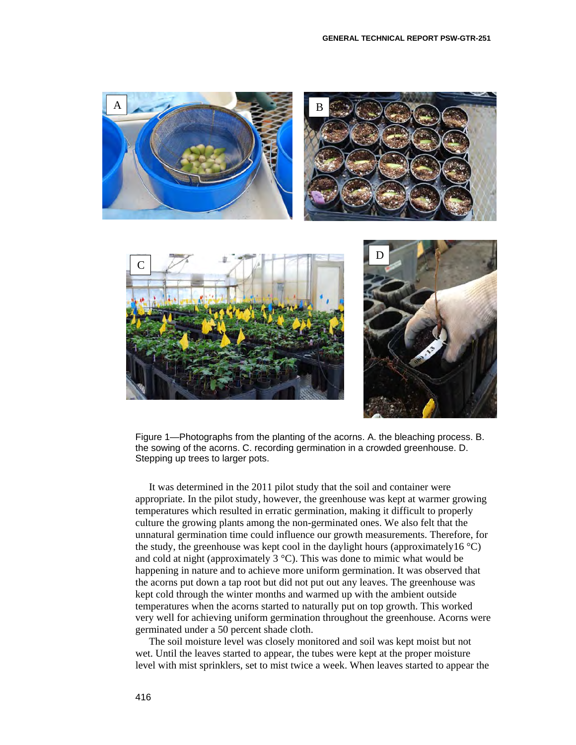Figure 1—Photographs from the planting of the acorns. A. the bleaching process. B. the sowing of the acorns. C. recording germination in a crowded greenhouse. D. Stepping up trees to larger pots.

It was determined in the 2011 pilot study that the soil and container were appropriate. In the pilot study, however, the greenhouse was kept at warmer growing temperatures which resulted in erratic germination, making it difficult to properly culture the growing plants among the non-germinated ones. We also felt that the unnatural germination time could influence our growth measurements. Therefore, for the study, the greenhouse was kept cool in the daylight hours (approximately16 °C) and cold at night (approximately 3 °C). This was done to mimic what would be happening in nature and to achieve more uniform germination. It was observed that the acorns put down a tap root but did not put out any leaves. The greenhouse was kept cold through the winter months and warmed up with the ambient outside temperatures when the acorns started to naturally put on top growth. This worked very well for achieving uniform germination throughout the greenhouse. Acorns were germinated under a 50 percent shade cloth.

The soil moisture level was closely monitored and soil was kept moist but not wet. Until the leaves started to appear, the tubes were kept at the proper moisture level with mist sprinklers, set to mist twice a week. When leaves started to appear the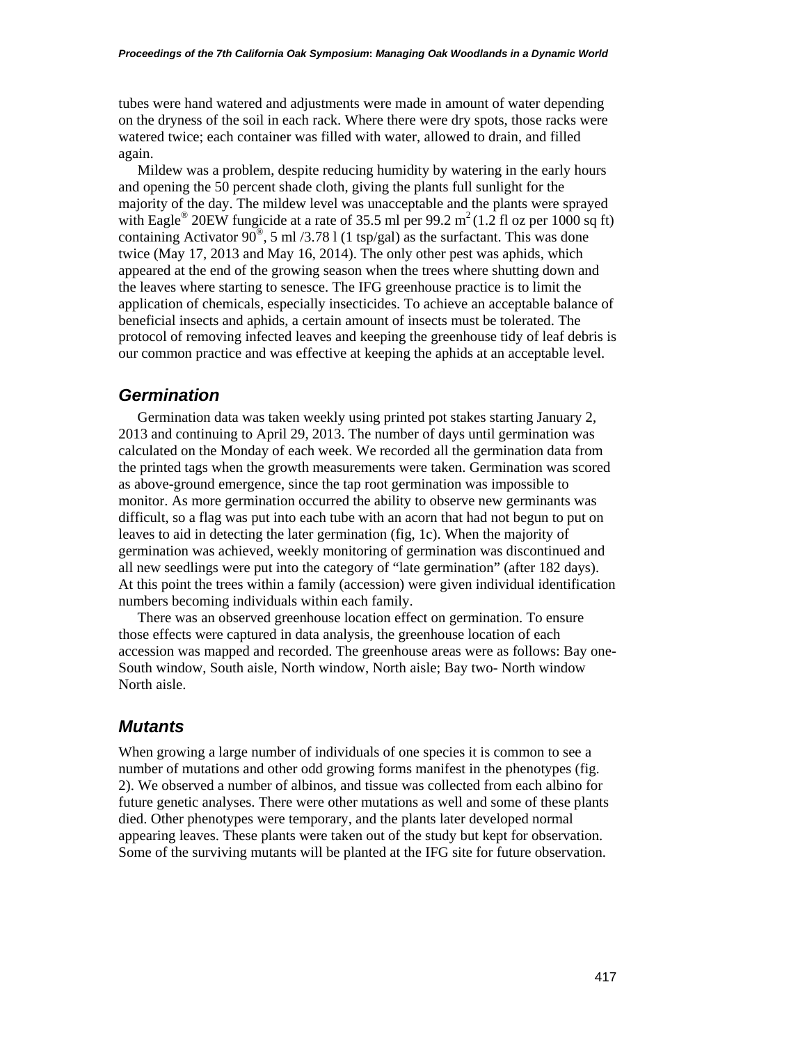tubes were hand watered and adjustments were made in amount of water depending on the dryness of the soil in each rack. Where there were dry spots, those racks were watered twice; each container was filled with water, allowed to drain, and filled again.

Mildew was a problem, despite reducing humidity by watering in the early hours and opening the 50 percent shade cloth, giving the plants full sunlight for the majority of the day. The mildew level was unacceptable and the plants were sprayed with Eagle® 20EW fungicide at a rate of 35.5 ml per 99.2 $m^2$ (1.2 fl oz per 1000 sq ft) containing Activator 90®, 5 ml /3.78 l (1 tsp/gal) as the surfactant. This was done twice (May 17, 2013 and May 16, 2014). The only other pest was aphids, which appeared at the end of the growing season when the trees where shutting down and the leaves where starting to senesce. The IFG greenhouse practice is to limit the application of chemicals, especially insecticides. To achieve an acceptable balance of beneficial insects and aphids, a certain amount of insects must be tolerated. The protocol of removing infected leaves and keeping the greenhouse tidy of leaf debris is our common practice and was effective at keeping the aphids at an acceptable level.

### *Germination*

Germination data was taken weekly using printed pot stakes starting January 2, 2013 and continuing to April 29, 2013. The number of days until germination was calculated on the Monday of each week. We recorded all the germination data from the printed tags when the growth measurements were taken. Germination was scored as above-ground emergence, since the tap root germination was impossible to monitor. As more germination occurred the ability to observe new germinants was difficult, so a flag was put into each tube with an acorn that had not begun to put on leaves to aid in detecting the later germination (fig, 1c). When the majority of germination was achieved, weekly monitoring of germination was discontinued and all new seedlings were put into the category of "late germination" (after 182 days). At this point the trees within a family (accession) were given individual identification numbers becoming individuals within each family.

There was an observed greenhouse location effect on germination. To ensure those effects were captured in data analysis, the greenhouse location of each accession was mapped and recorded. The greenhouse areas were as follows: Bay one- South window, South aisle, North window, North aisle; Bay two- North window North aisle.

### *Mutants*

When growing a large number of individuals of one species it is common to see a number of mutations and other odd growing forms manifest in the phenotypes (fig. 2). We observed a number of albinos, and tissue was collected from each albino for future genetic analyses. There were other mutations as well and some of these plants died. Other phenotypes were temporary, and the plants later developed normal appearing leaves. These plants were taken out of the study but kept for observation. Some of the surviving mutants will be planted at the IFG site for future observation.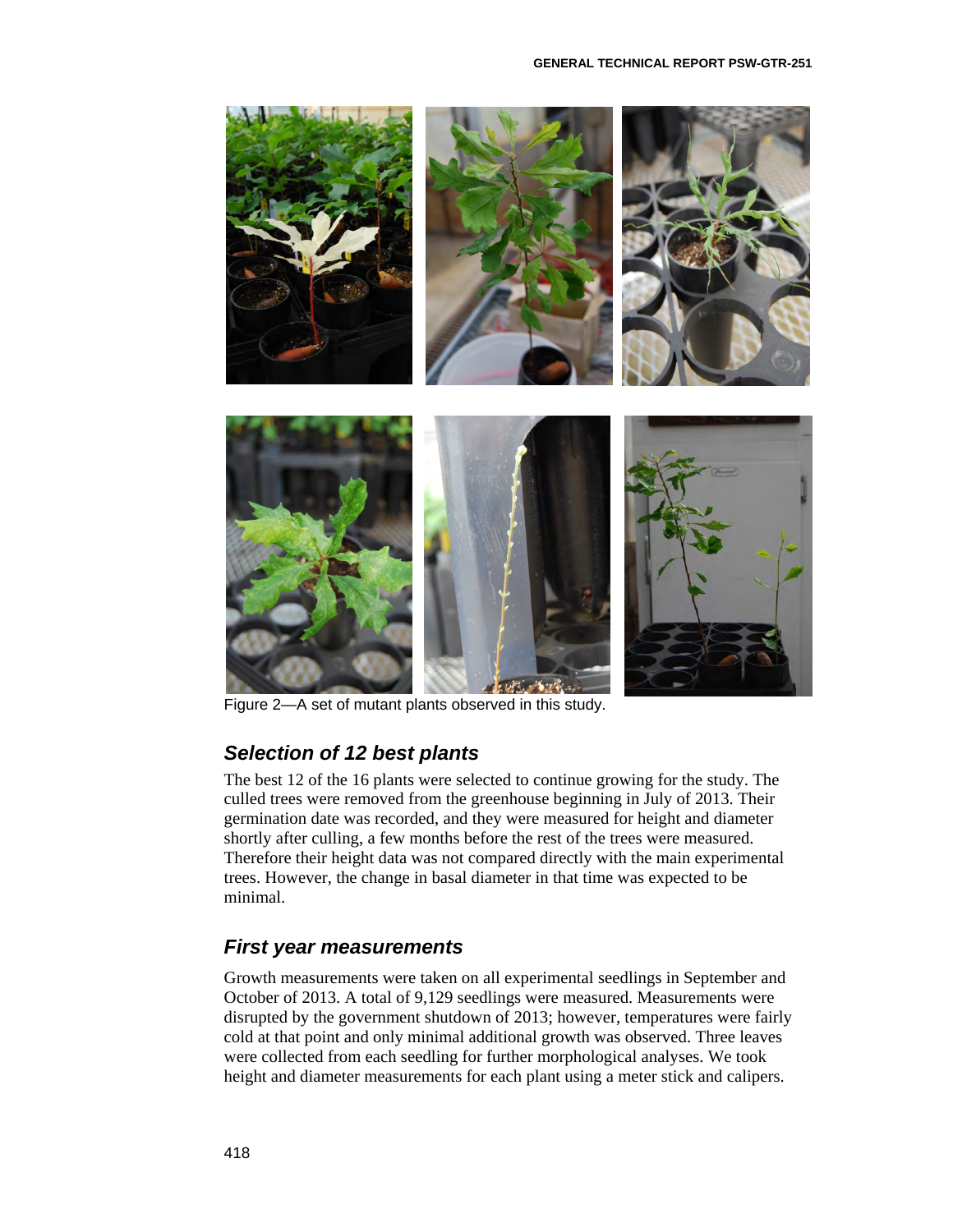Figure 2—A set of mutant plants observed in this study.

## *Selection of 12 best plants*

The best 12 of the 16 plants were selected to continue growing for the study. The culled trees were removed from the greenhouse beginning in July of 2013. Their germination date was recorded, and they were measured for height and diameter shortly after culling, a few months before the rest of the trees were measured. Therefore their height data was not compared directly with the main experimental trees. However, the change in basal diameter in that time was expected to be minimal.

## *First year measurements*

Growth measurements were taken on all experimental seedlings in September and October of 2013. A total of 9,129 seedlings were measured. Measurements were disrupted by the government shutdown of 2013; however, temperatures were fairly cold at that point and only minimal additional growth was observed. Three leaves were collected from each seedling for further morphological analyses. We took height and diameter measurements for each plant using a meter stick and calipers.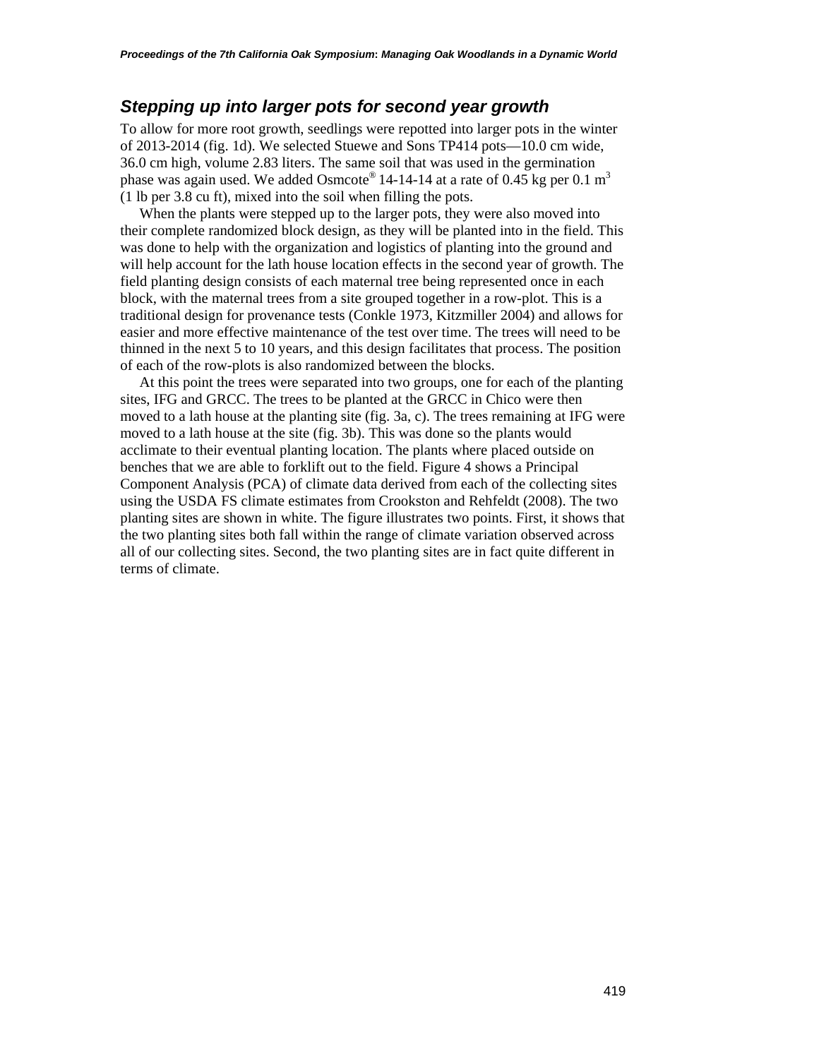### *Stepping up into larger pots for second year growth*

To allow for more root growth, seedlings were repotted into larger pots in the winter of 2013-2014 (fig. 1d). We selected Stuewe and Sons TP414 pots—10.0 cm wide, 36.0 cm high, volume 2.83 liters. The same soil that was used in the germination phase was again used. We added Osmcote® 14-14-14 at a rate of 0.45 kg per 0.1 $m^3$ (1 lb per 3.8 cu ft), mixed into the soil when filling the pots.

When the plants were stepped up to the larger pots, they were also moved into their complete randomized block design, as they will be planted into in the field. This was done to help with the organization and logistics of planting into the ground and will help account for the lath house location effects in the second year of growth. The field planting design consists of each maternal tree being represented once in each block, with the maternal trees from a site grouped together in a row-plot. This is a traditional design for provenance tests (Conkle 1973, Kitzmiller 2004) and allows for easier and more effective maintenance of the test over time. The trees will need to be thinned in the next 5 to 10 years, and this design facilitates that process. The position of each of the row-plots is also randomized between the blocks.

At this point the trees were separated into two groups, one for each of the planting sites, IFG and GRCC. The trees to be planted at the GRCC in Chico were then moved to a lath house at the planting site (fig. 3a, c). The trees remaining at IFG were moved to a lath house at the site (fig. 3b). This was done so the plants would acclimate to their eventual planting location. The plants where placed outside on benches that we are able to forklift out to the field. Figure 4 shows a Principal Component Analysis (PCA) of climate data derived from each of the collecting sites using the USDA FS climate estimates from Crookston and Rehfeldt (2008). The two planting sites are shown in white. The figure illustrates two points. First, it shows that the two planting sites both fall within the range of climate variation observed across all of our collecting sites. Second, the two planting sites are in fact quite different in terms of climate.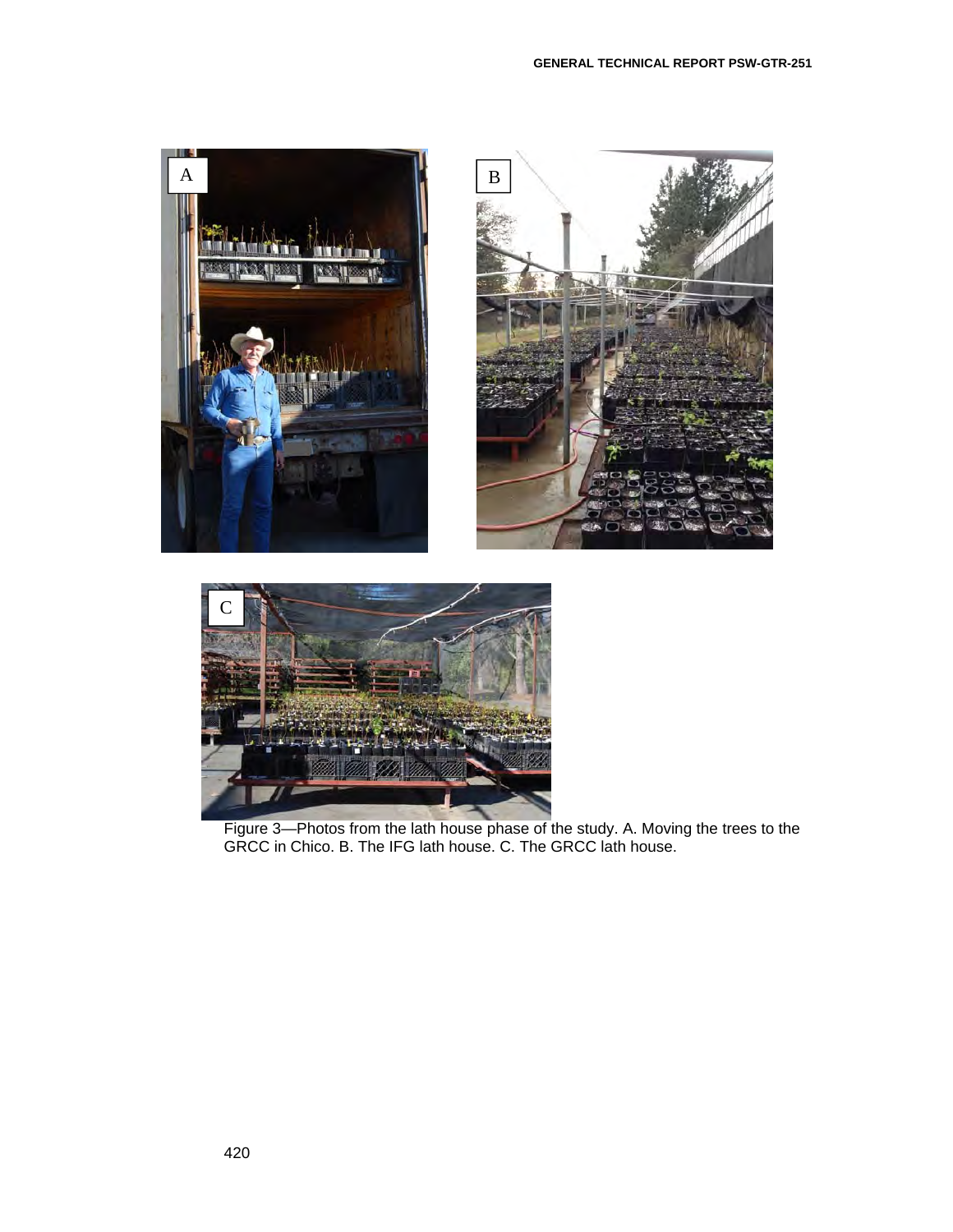Figure 3—Photos from the lath house phase of the study. A. Moving the trees to the GRCC in Chico. B. The IFG lath house. C. The GRCC lath house.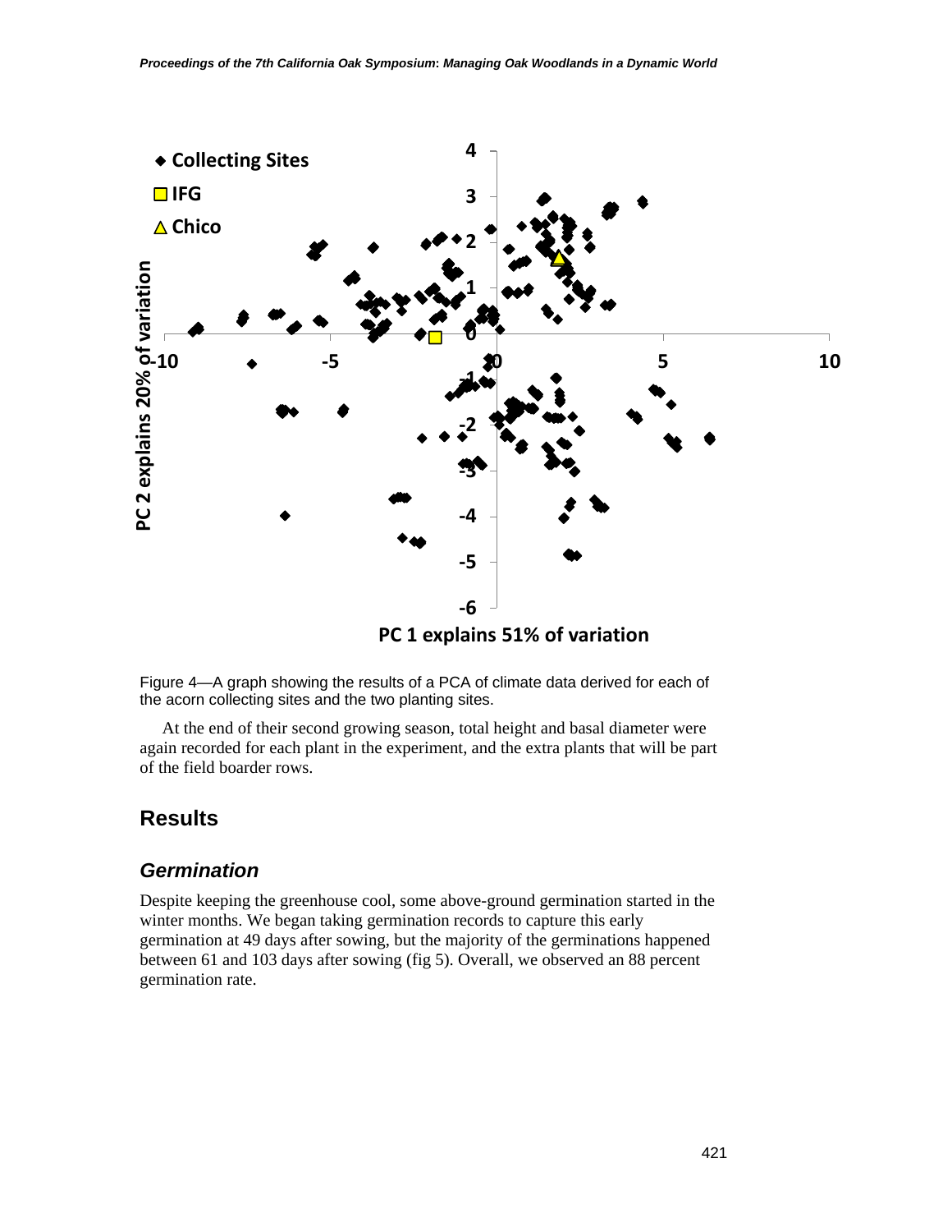Figure 4—A graph showing the results of a PCA of climate data derived for each of the acorn collecting sites and the two planting sites.

At the end of their second growing season, total height and basal diameter were again recorded for each plant in the experiment, and the extra plants that will be part of the field boarder rows.

## Results

### *Germination*

Despite keeping the greenhouse cool, some above-ground germination started in the winter months. We began taking germination records to capture this early germination at 49 days after sowing, but the majority of the germinations happened between 61 and 103 days after sowing (fig 5). Overall, we observed an 88 percent germination rate.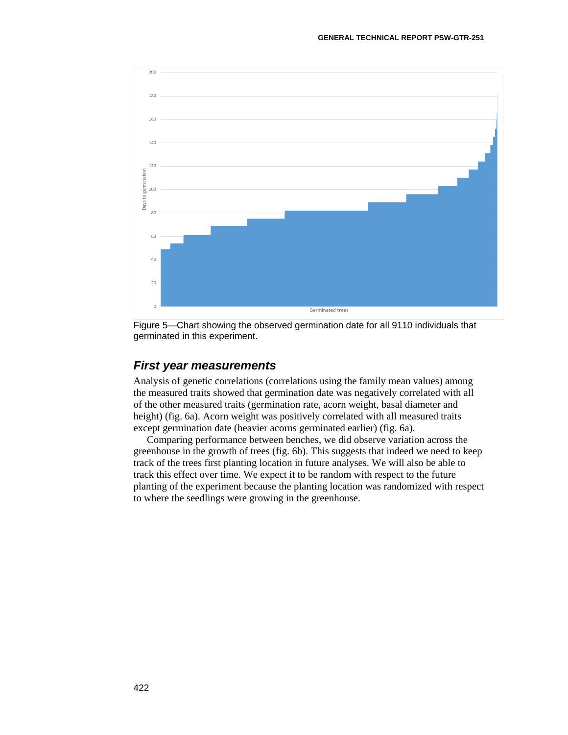Figure 5—Chart showing the observed germination date for all 9110 individuals that germinated in this experiment.

## *First year measurements*

Analysis of genetic correlations (correlations using the family mean values) among the measured traits showed that germination date was negatively correlated with all of the other measured traits (germination rate, acorn weight, basal diameter and height) (fig. 6a). Acorn weight was positively correlated with all measured traits except germination date (heavier acorns germinated earlier) (fig. 6a).

Comparing performance between benches, we did observe variation across the greenhouse in the growth of trees (fig. 6b). This suggests that indeed we need to keep track of the trees first planting location in future analyses. We will also be able to track this effect over time. We expect it to be random with respect to the future planting of the experiment because the planting location was randomized with respect to where the seedlings were growing in the greenhouse.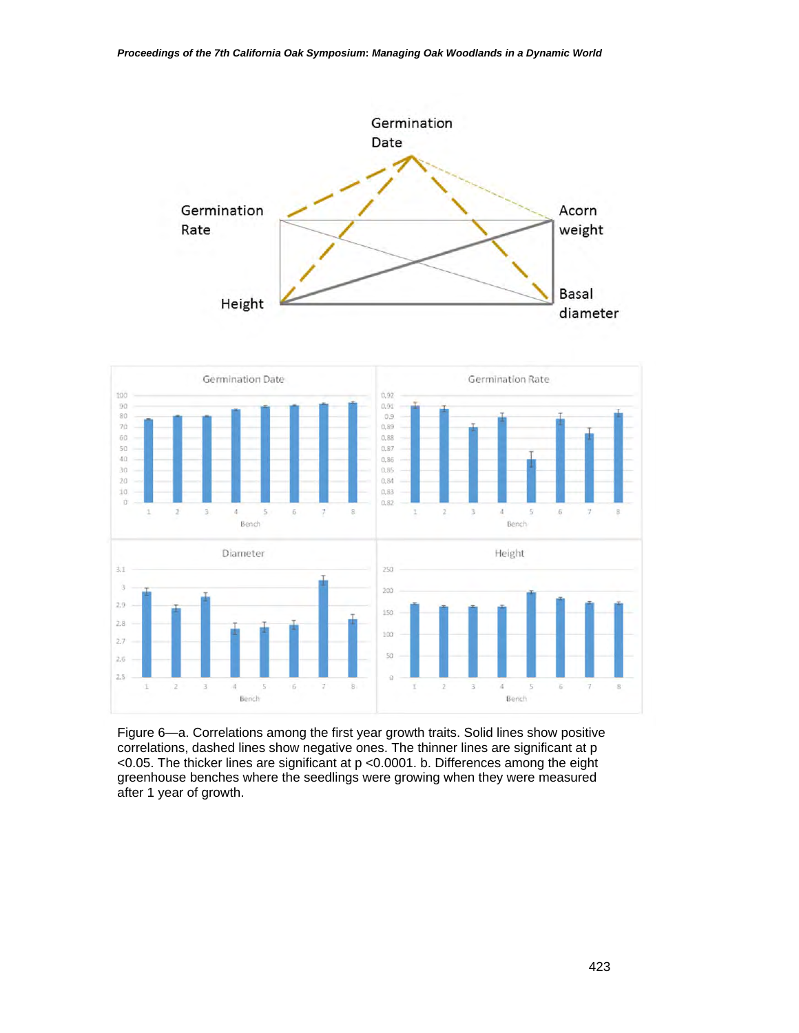Figure 6—a. Correlations among the first year growth traits. Solid lines show positive correlations, dashed lines show negative ones. The thinner lines are significant at $p < 0.05$. The thicker lines are significant at $p < 0.0001$. b. Differences among the eight greenhouse benches where the seedlings were growing when they were measured after 1 year of growth.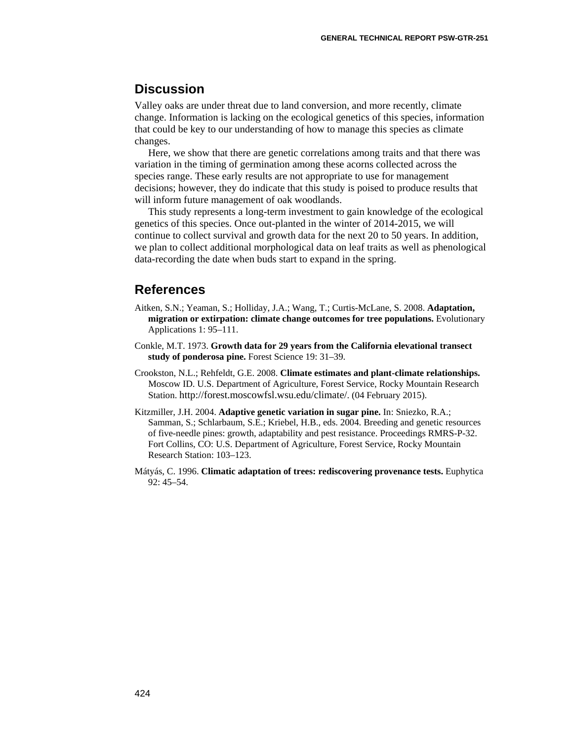## Discussion

Valley oaks are under threat due to land conversion, and more recently, climate change. Information is lacking on the ecological genetics of this species, information that could be key to our understanding of how to manage this species as climate changes.

Here, we show that there are genetic correlations among traits and that there was variation in the timing of germination among these acorns collected across the species range. These early results are not appropriate to use for management decisions; however, they do indicate that this study is poised to produce results that will inform future management of oak woodlands.

This study represents a long-term investment to gain knowledge of the ecological genetics of this species. Once out-planted in the winter of 2014-2015, we will continue to collect survival and growth data for the next 20 to 50 years. In addition, we plan to collect additional morphological data on leaf traits as well as phenological data-recording the date when buds start to expand in the spring.

## References

Aitken, S.N.; Yeaman, S.; Holliday, J.A.; Wang, T.; Curtis-McLane, S. 2008. **Adaptation, migration or extirpation: climate change outcomes for tree populations.** Evolutionary Applications 1: 95–111.

Conkle, M.T. 1973. **Growth data for 29 years from the California elevational transect study of ponderosa pine.** Forest Science 19: 31–39.

Crookston, N.L.; Rehfeldt, G.E. 2008. **Climate estimates and plant-climate relationships.** Moscow ID. U.S. Department of Agriculture, Forest Service, Rocky Mountain Research Station. http://forest.moscowfsl.wsu.edu/climate/. (04 February 2015).

Kitzmiller, J.H. 2004. **Adaptive genetic variation in sugar pine.** In: Sniezko, R.A.; Samman, S.; Schlarbaum, S.E.; Kriebel, H.B., eds. 2004. Breeding and genetic resources of five-needle pines: growth, adaptability and pest resistance. Proceedings RMRS-P-32. Fort Collins, CO: U.S. Department of Agriculture, Forest Service, Rocky Mountain Research Station: 103–123.

Mátyás, C. 1996. **Climatic adaptation of trees: rediscovering provenance tests.** Euphytica 92: 45–54.